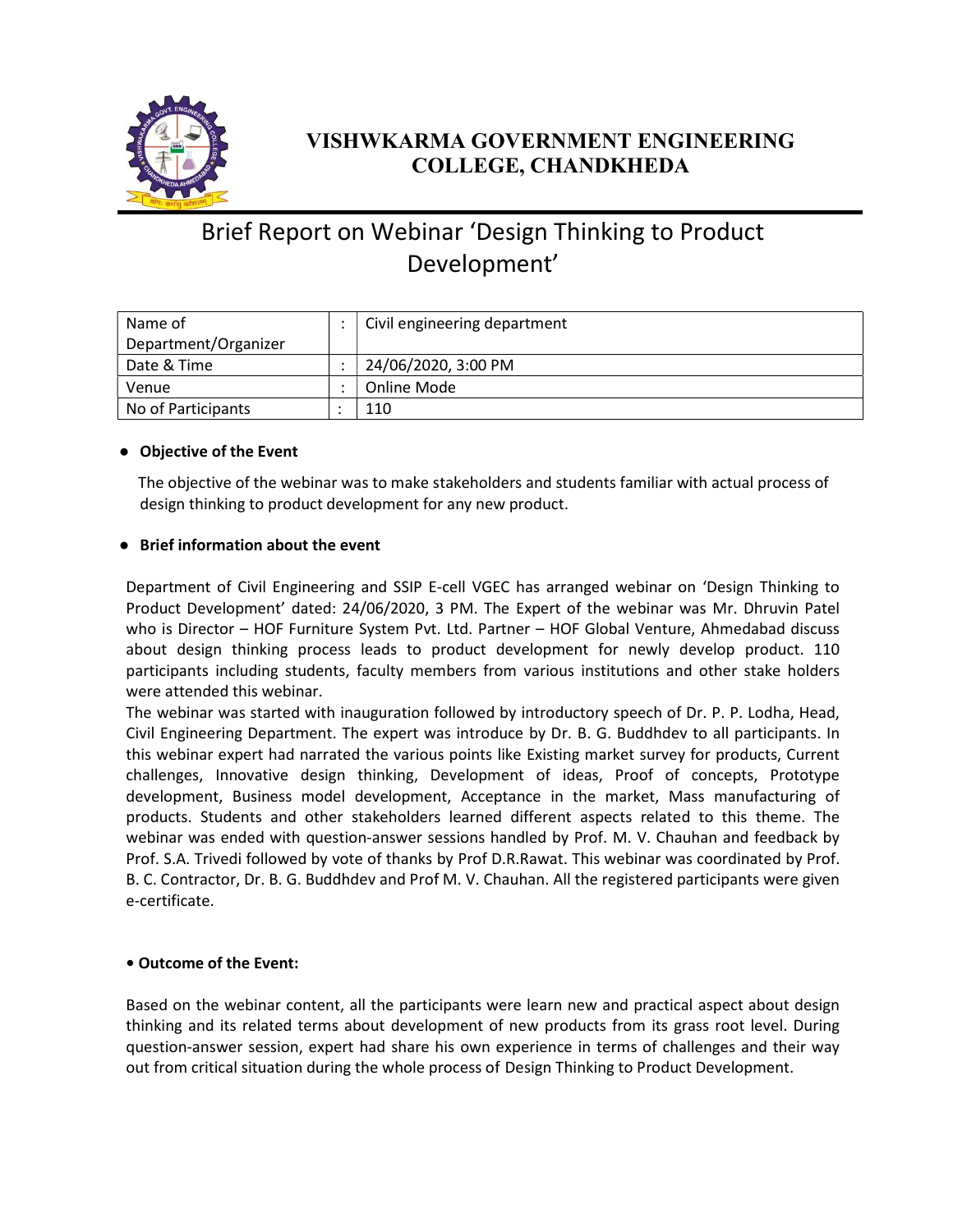# VISHWKARMA GOVERNMENT ENGINEERING COLLEGE, CHANDKHEDA

## Brief Report on Webinar 'Design Thinking to Product Development'

| | | |
|---|---|---|
| Name of Department/Organizer | : | Civil engineering department |
| Date & Time | : | 24/06/2020, 3:00 PM |
| Venue | : | Online Mode |
| No of Participants | : | 110 |

- **Objective of the Event**

The objective of the webinar was to make stakeholders and students familiar with actual process of design thinking to product development for any new product.

- **Brief information about the event**

Department of Civil Engineering and SSIP E-cell VGEC has arranged webinar on 'Design Thinking to Product Development' dated: 24/06/2020, 3 PM. The Expert of the webinar was Mr. Dhruvin Patel who is Director – HOF Furniture System Pvt. Ltd. Partner – HOF Global Venture, Ahmedabad discuss about design thinking process leads to product development for newly develop product. 110 participants including students, faculty members from various institutions and other stake holders were attended this webinar.

The webinar was started with inauguration followed by introductory speech of Dr. P. P. Lodha, Head, Civil Engineering Department. The expert was introduce by Dr. B. G. Buddhdev to all participants. In this webinar expert had narrated the various points like Existing market survey for products, Current challenges, Innovative design thinking, Development of ideas, Proof of concepts, Prototype development, Business model development, Acceptance in the market, Mass manufacturing of products. Students and other stakeholders learned different aspects related to this theme. The webinar was ended with question-answer sessions handled by Prof. M. V. Chauhan and feedback by Prof. S.A. Trivedi followed by vote of thanks by Prof D.R.Rawat. This webinar was coordinated by Prof. B. C. Contractor, Dr. B. G. Buddhdev and Prof M. V. Chauhan. All the registered participants were given e-certificate.

- **Outcome of the Event:**

Based on the webinar content, all the participants were learn new and practical aspect about design thinking and its related terms about development of new products from its grass root level. During question-answer session, expert had share his own experience in terms of challenges and their way out from critical situation during the whole process of Design Thinking to Product Development.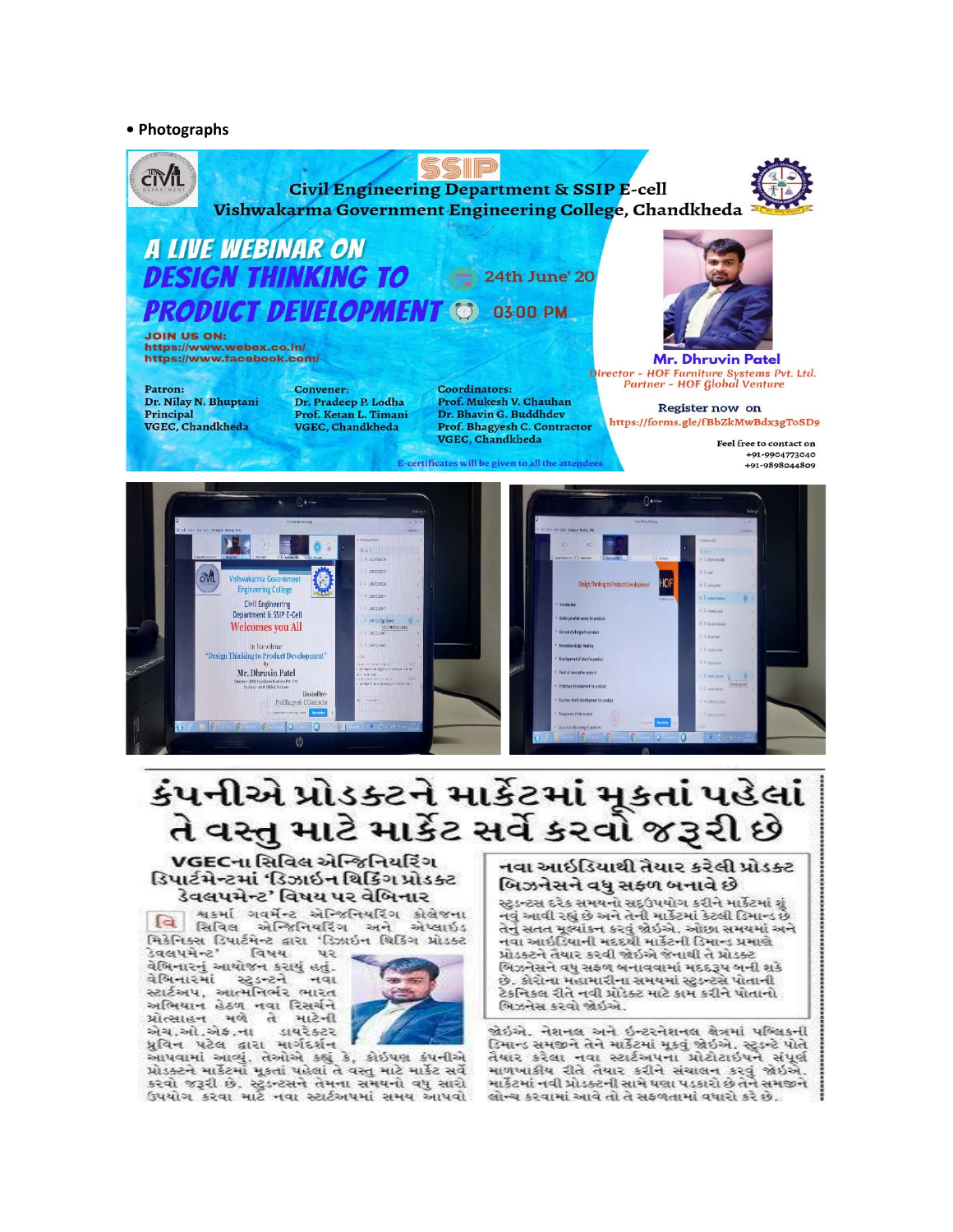• **Photographs**

SSIP

Civil Engineering Department & SSIP E-cell
Vishwakarma Government Engineering College, Chandkheda

A LIVE WEBINAR ON
DESIGN THINKING TO PRODUCT DEVELOPMENT

24th June' 20

03:00 PM

JOIN US ON:
https://www.webex.co.in/
https://www.facebook.com/

Mr. Dhruvin Patel
Director - HOF Furniture Systems Pvt. Ltd.
Partner - HOF Global Venture

Patron:
Dr. Nilay N. Bhuptani
Principal
VGEC, Chandkheda

Convener:
Dr. Pradeep P. Lodha
Prof. Ketan L. Timani
VGEC, Chandkheda

Coordinators:
Prof. Mukesh V. Chauhan
Dr. Bhavin G. Buddhdev
Prof. Bhagyesh C. Contractor
VGEC, Chandkheda

Register now on
https://forms.gle/fBbZkMwBdx3gToSD9

Feel free to contact on
+91-9904773040
+91-9898044809

E-certificates will be given to all the attendees

# કંપનીએ પ્રોડક્ટને માર્કેટમાં મૂકતાં પહેલાં તે વસ્તુ માટે માર્કેટ સર્વે કરવો જરૂરી છે

## VGECના સિવિલ એન્જિનિયરિંગ ડિપાર્ટમેન્ટમાં 'ડિઝાઇન થિંકિંગ પ્રોડક્ટ ડેવલપમેન્ટ' વિષય પર વેબિનાર

વિશ્વકર્મા ગવર્મેન્ટ એન્જિનિયરિંગ કોલેજના સિવિલ એન્જિનિયરિંગ અને એપ્લાઇડ મિકેનિક્સ ડિપાર્ટમેન્ટ દ્વારા 'ડિઝાઇન થિંકિંગ પ્રોડક્ટ ડેવલપમેન્ટ' વિષય પર વેબિનારનું આયોજન કરાયું હતું. વેબિનારમાં સ્ટુડન્ટને નવા સ્ટાર્ટઅપ, આત્મનિર્ભર ભારત અભિયાન હેઠળ નવા રિસર્ચને પ્રોત્સાહન મળે તે માટેની એચ.ઓ.એફ.ના ડાયરેક્ટર ધ્રુવિન પટેલ દ્વારા માર્ગદર્શન આપવામાં આવ્યું. તેઓએ કહ્યું કે, કોઇપણ કંપનીએ પ્રોડક્ટને માર્કેટમાં મૂકતાં પહેલાં તે વસ્તુ માટે માર્કેટ સર્વે કરવો જરૂરી છે. સ્ટુડન્ટસને તેમના સમયનો વધુ સારો ઉપયોગ કરવા માટે નવા સ્ટાર્ટઅપમાં સમય આપવો

### નવા આઇડિયાથી તૈયાર કરેલી પ્રોડક્ટ બિઝનેસને વધુ સફળ બનાવે છે

સ્ટુડન્ટસ દરેક સમયનો સદ્ઉપયોગ કરીને માર્કેટમાં શું નવું આવી રહ્યું છે અને તેની માર્કેટમાં કેટલી ડિમાન્ડ છે તેનું સતત મૂલ્યાંકન કરવું જોઇએ. ઓછા સમયમાં અને નવા આઇડિયાની મદદથી માર્કેટની ડિમાન્ડ પ્રમાણે પ્રોડક્ટને તૈયાર કરવી જોઇએ જેનાથી તે પ્રોડક્ટ બિઝનેસને વધુ સફળ બનાવવામાં મદદરૂપ બની શકે છે. કોરોના મહામારીના સમયમાં સ્ટુડન્ટ્સ પોતાની ટેકનિકલ રીતે નવી પ્રોડક્ટ માટે કામ કરીને પોતાનો બિઝનેસ કરવો જોઇએ.

જોઇએ. નેશનલ અને ઇન્ટરનેશનલ ક્ષેત્રમાં પબ્લિકની ડિમાન્ડ સમજીને તેને માર્કેટમાં મૂકવું જોઇએ. સ્ટુડન્ટે પોતે તૈયાર કરેલા નવા સ્ટાર્ટઅપના પ્રોટોટાઇપને સંપૂર્ણ માળખાકીય રીતે તૈયાર કરીને સંચાલન કરવું જોઇએ. માર્કેટમાં નવી પ્રોડક્ટની સામે ઘણા પડકારો છે તેને સમજીને લોન્ચ કરવામાં આવે તો તે સફળતામાં વધારો કરે છે.